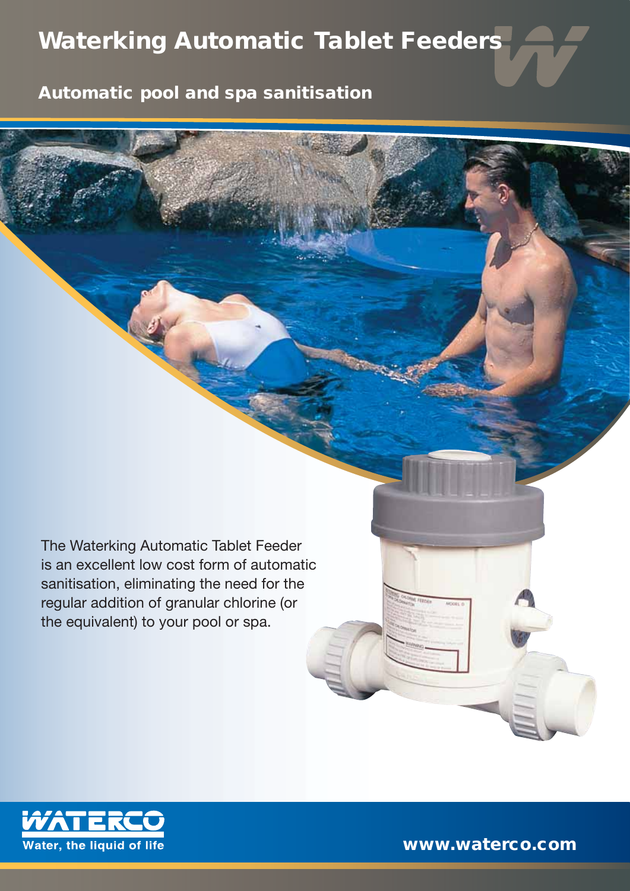# Waterking Automatic Tablet Feeders

## Automatic pool and spa sanitisation

The Waterking Automatic Tablet Feeder is an excellent low cost form of automatic sanitisation, eliminating the need for the regular addition of granular chlorine (or the equivalent) to your pool or spa.

WATERCO
Water, the liquid of life

www.waterco.com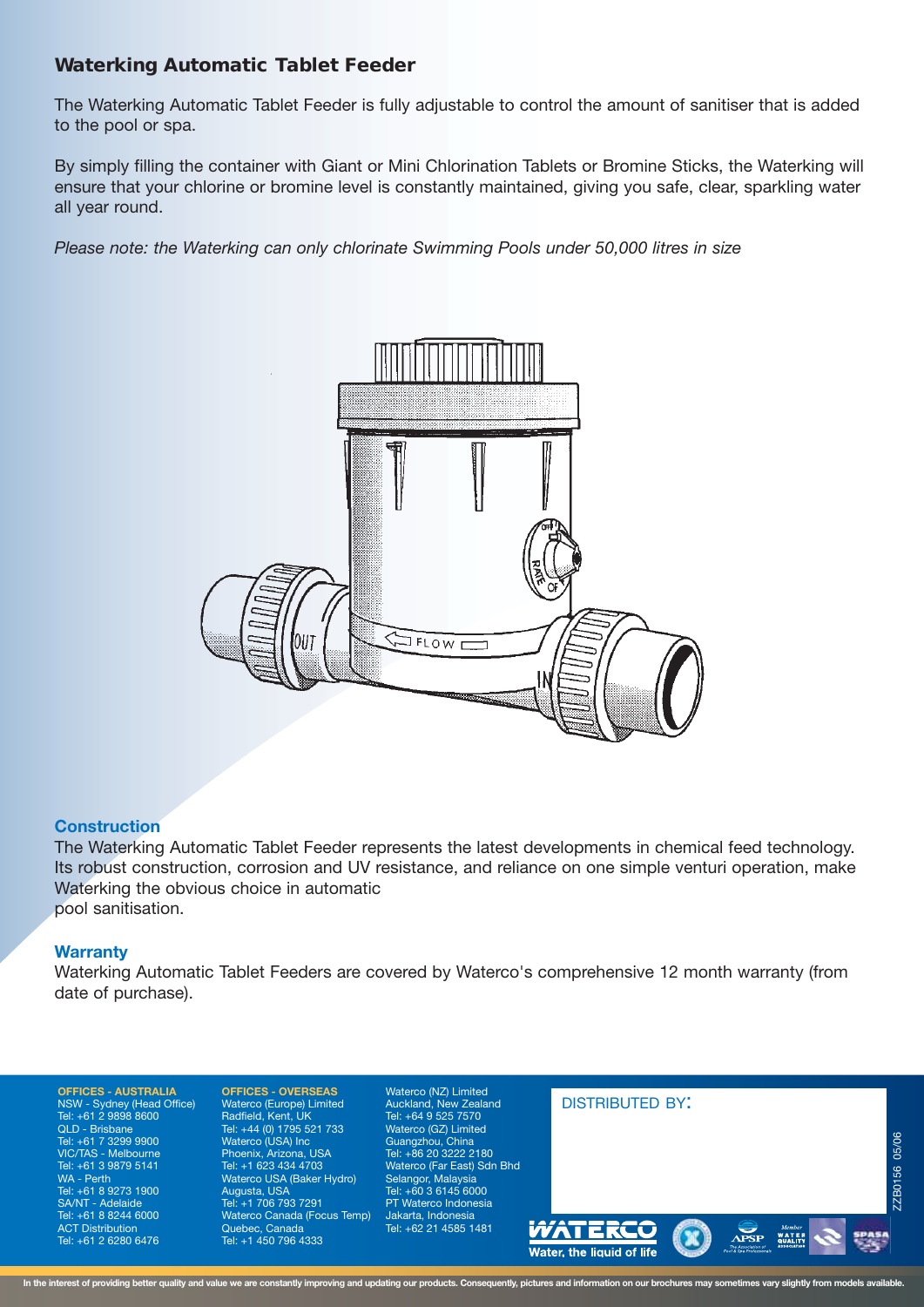## Waterking Automatic Tablet Feeder

The Waterking Automatic Tablet Feeder is fully adjustable to control the amount of sanitiser that is added to the pool or spa.

By simply filling the container with Giant or Mini Chlorination Tablets or Bromine Sticks, the Waterking will ensure that your chlorine or bromine level is constantly maintained, giving you safe, clear, sparkling water all year round.

*Please note: the Waterking can only chlorinate Swimming Pools under 50,000 litres in size*

OFF
RATE OF
OUT
FLOW
IN

### Construction

The Waterking Automatic Tablet Feeder represents the latest developments in chemical feed technology. Its robust construction, corrosion and UV resistance, and reliance on one simple venturi operation, make Waterking the obvious choice in automatic pool sanitisation.

### Warranty

Waterking Automatic Tablet Feeders are covered by Waterco's comprehensive 12 month warranty (from date of purchase).

**OFFICES - AUSTRALIA**
NSW - Sydney (Head Office)
Tel: +61 2 9898 8600
QLD - Brisbane
Tel: +61 7 3299 9900
VIC/TAS - Melbourne
Tel: +61 3 9879 5141
WA - Perth
Tel: +61 8 9273 1900
SA/NT - Adelaide
Tel: +61 8 8244 6000
ACT Distribution
Tel: +61 2 6280 6476

**OFFICES - OVERSEAS**
Waterco (Europe) Limited
Radfield, Kent, UK
Tel: +44 (0) 1795 521 733
Waterco (USA) Inc
Phoenix, Arizona, USA
Tel: +1 623 434 4703
Waterco USA (Baker Hydro)
Augusta, USA
Tel: +1 706 793 7291
Waterco Canada (Focus Temp)
Quebec, Canada
Tel: +1 450 796 4333

Waterco (NZ) Limited
Auckland, New Zealand
Tel: +64 9 525 7570
Waterco (GZ) Limited
Guangzhou, China
Tel: +86 20 3222 2180
Waterco (Far East) Sdn Bhd
Selangor, Malaysia
Tel: +60 3 6145 6000
PT Waterco Indonesia
Jakarta, Indonesia
Tel: +62 21 4585 1481

DISTRIBUTED BY:

WATERCO
Water, the liquid of life

ZZB0156 05/06

In the interest of providing better quality and value we are constantly improving and updating our products. Consequently, pictures and information on our brochures may sometimes vary slightly from models available.